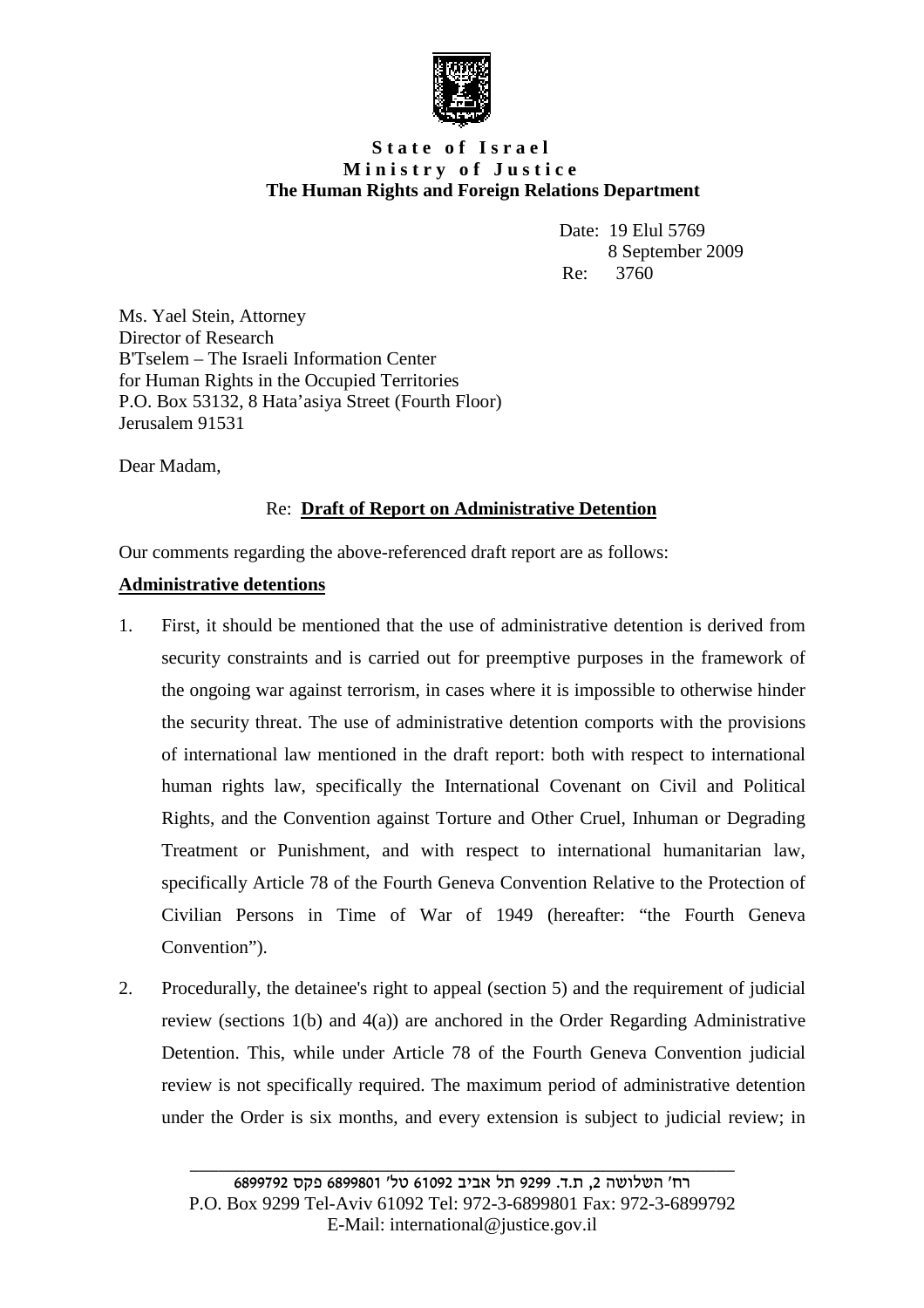**State of Israel**
**Ministry of Justice**
**The Human Rights and Foreign Relations Department**

Date: 19 Elul 5769
8 September 2009
Re: 3760

Ms. Yael Stein, Attorney
Director of Research
B'Tselem – The Israeli Information Center
for Human Rights in the Occupied Territories
P.O. Box 53132, 8 Hata'asiya Street (Fourth Floor)
Jerusalem 91531

Dear Madam,

Re: **Draft of Report on Administrative Detention**

Our comments regarding the above-referenced draft report are as follows:

**Administrative detentions**

1. First, it should be mentioned that the use of administrative detention is derived from security constraints and is carried out for preemptive purposes in the framework of the ongoing war against terrorism, in cases where it is impossible to otherwise hinder the security threat. The use of administrative detention comports with the provisions of international law mentioned in the draft report: both with respect to international human rights law, specifically the International Covenant on Civil and Political Rights, and the Convention against Torture and Other Cruel, Inhuman or Degrading Treatment or Punishment, and with respect to international humanitarian law, specifically Article 78 of the Fourth Geneva Convention Relative to the Protection of Civilian Persons in Time of War of 1949 (hereafter: "the Fourth Geneva Convention").

2. Procedurally, the detainee's right to appeal (section 5) and the requirement of judicial review (sections 1(b) and 4(a)) are anchored in the Order Regarding Administrative Detention. This, while under Article 78 of the Fourth Geneva Convention judicial review is not specifically required. The maximum period of administrative detention under the Order is six months, and every extension is subject to judicial review; in

רח' השלושה 2, ת.ד. 9299 תל אביב 61092 טל' 6899801 פקס 6899792
P.O. Box 9299 Tel-Aviv 61092 Tel: 972-3-6899801 Fax: 972-3-6899792
E-Mail: international@justice.gov.il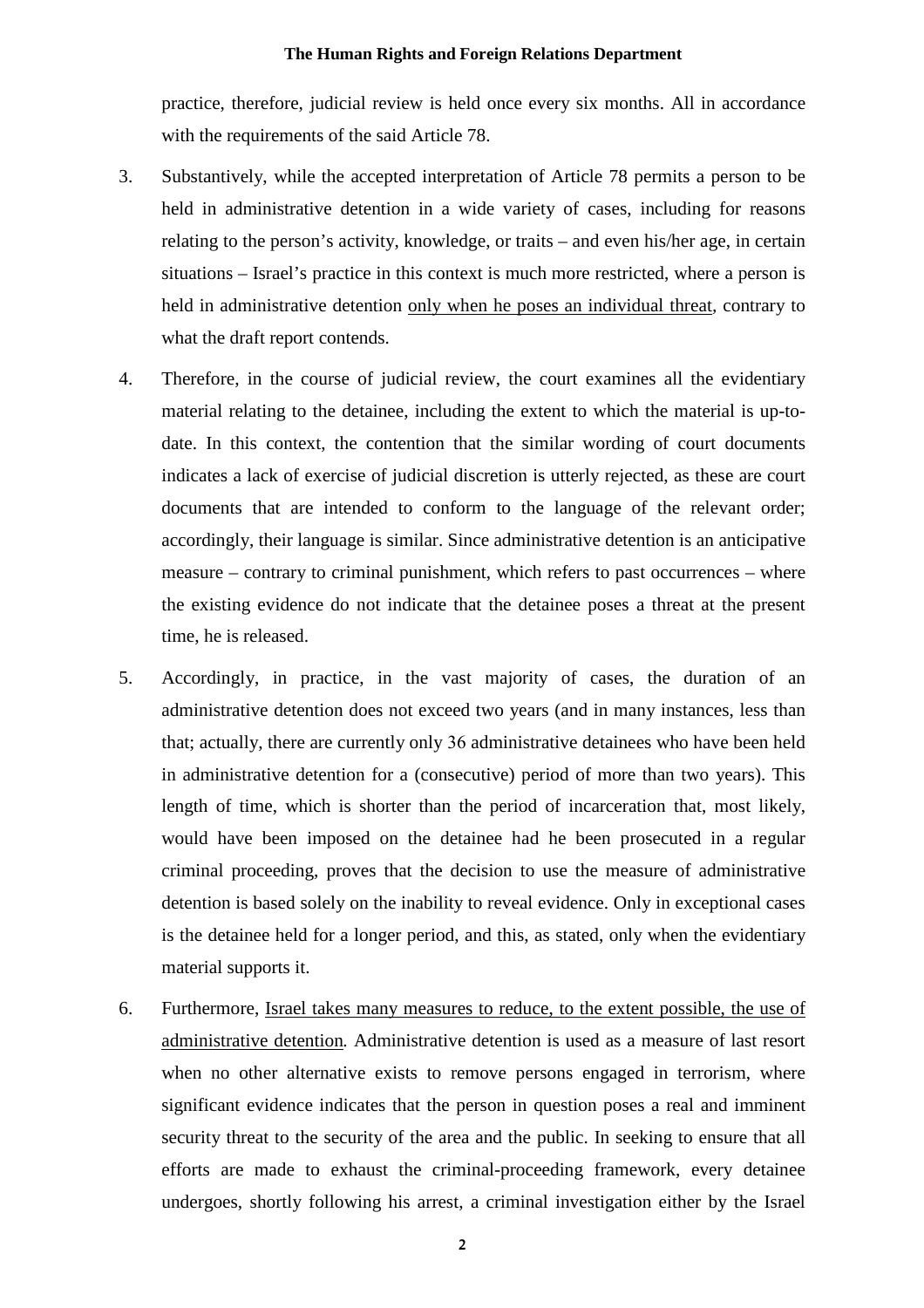practice, therefore, judicial review is held once every six months. All in accordance with the requirements of the said Article 78.

3. Substantively, while the accepted interpretation of Article 78 permits a person to be held in administrative detention in a wide variety of cases, including for reasons relating to the person's activity, knowledge, or traits – and even his/her age, in certain situations – Israel's practice in this context is much more restricted, where a person is held in administrative detention <u>only when he poses an individual threat</u>, contrary to what the draft report contends.

4. Therefore, in the course of judicial review, the court examines all the evidentiary material relating to the detainee, including the extent to which the material is up-to-date. In this context, the contention that the similar wording of court documents indicates a lack of exercise of judicial discretion is utterly rejected, as these are court documents that are intended to conform to the language of the relevant order; accordingly, their language is similar. Since administrative detention is an anticipative measure – contrary to criminal punishment, which refers to past occurrences – where the existing evidence do not indicate that the detainee poses a threat at the present time, he is released.

5. Accordingly, in practice, in the vast majority of cases, the duration of an administrative detention does not exceed two years (and in many instances, less than that; actually, there are currently only 36 administrative detainees who have been held in administrative detention for a (consecutive) period of more than two years). This length of time, which is shorter than the period of incarceration that, most likely, would have been imposed on the detainee had he been prosecuted in a regular criminal proceeding, proves that the decision to use the measure of administrative detention is based solely on the inability to reveal evidence. Only in exceptional cases is the detainee held for a longer period, and this, as stated, only when the evidentiary material supports it.

6. Furthermore, <u>Israel takes many measures to reduce, to the extent possible, the use of administrative detention</u>. Administrative detention is used as a measure of last resort when no other alternative exists to remove persons engaged in terrorism, where significant evidence indicates that the person in question poses a real and imminent security threat to the security of the area and the public. In seeking to ensure that all efforts are made to exhaust the criminal-proceeding framework, every detainee undergoes, shortly following his arrest, a criminal investigation either by the Israel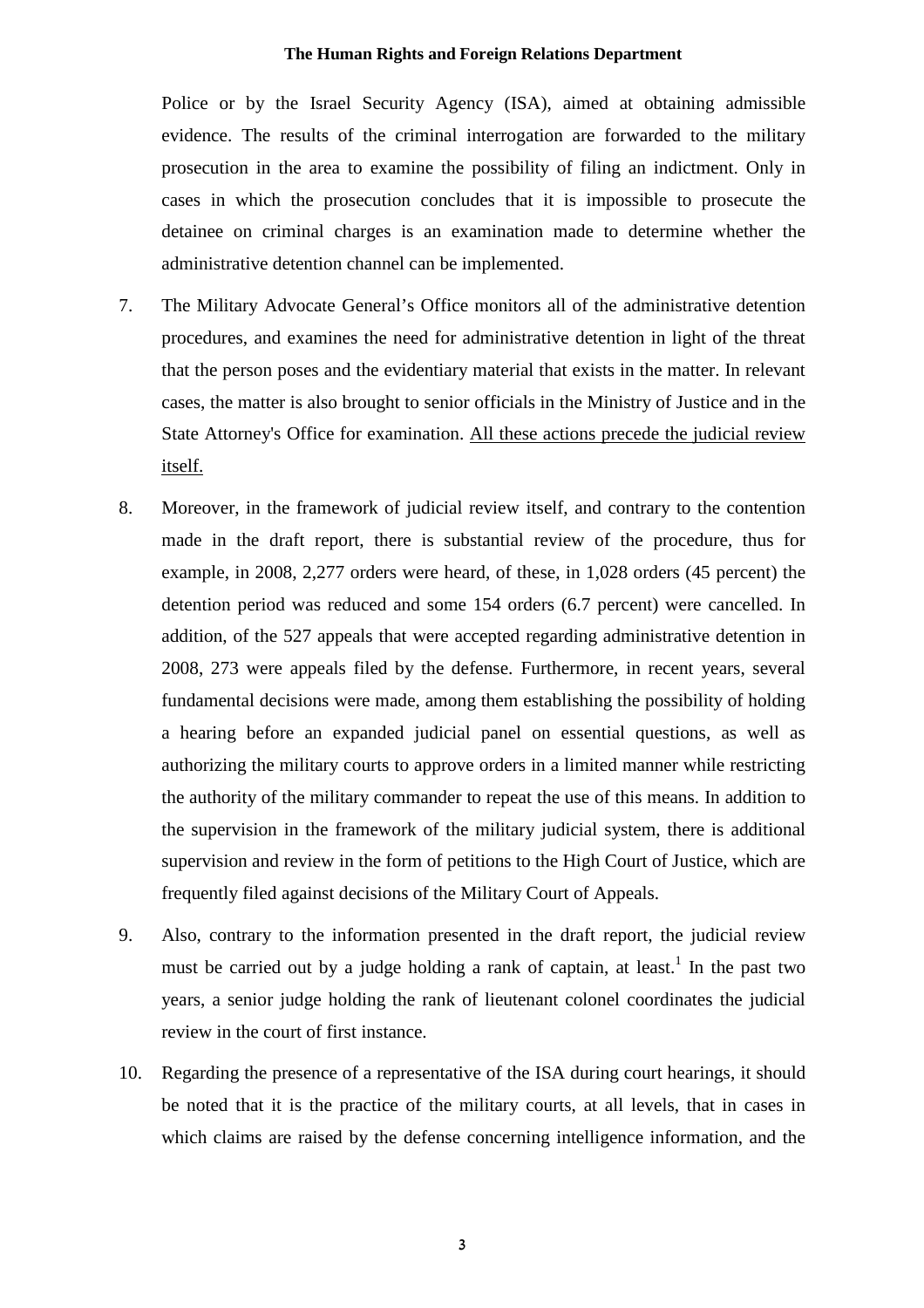Police or by the Israel Security Agency (ISA), aimed at obtaining admissible evidence. The results of the criminal interrogation are forwarded to the military prosecution in the area to examine the possibility of filing an indictment. Only in cases in which the prosecution concludes that it is impossible to prosecute the detainee on criminal charges is an examination made to determine whether the administrative detention channel can be implemented.

7. The Military Advocate General's Office monitors all of the administrative detention procedures, and examines the need for administrative detention in light of the threat that the person poses and the evidentiary material that exists in the matter. In relevant cases, the matter is also brought to senior officials in the Ministry of Justice and in the State Attorney's Office for examination. <u>All these actions precede the judicial review itself.</u>

8. Moreover, in the framework of judicial review itself, and contrary to the contention made in the draft report, there is substantial review of the procedure, thus for example, in 2008, 2,277 orders were heard, of these, in 1,028 orders (45 percent) the detention period was reduced and some 154 orders (6.7 percent) were cancelled. In addition, of the 527 appeals that were accepted regarding administrative detention in 2008, 273 were appeals filed by the defense. Furthermore, in recent years, several fundamental decisions were made, among them establishing the possibility of holding a hearing before an expanded judicial panel on essential questions, as well as authorizing the military courts to approve orders in a limited manner while restricting the authority of the military commander to repeat the use of this means. In addition to the supervision in the framework of the military judicial system, there is additional supervision and review in the form of petitions to the High Court of Justice, which are frequently filed against decisions of the Military Court of Appeals.

9. Also, contrary to the information presented in the draft report, the judicial review must be carried out by a judge holding a rank of captain, at least.[1] In the past two years, a senior judge holding the rank of lieutenant colonel coordinates the judicial review in the court of first instance.

10. Regarding the presence of a representative of the ISA during court hearings, it should be noted that it is the practice of the military courts, at all levels, that in cases in which claims are raised by the defense concerning intelligence information, and the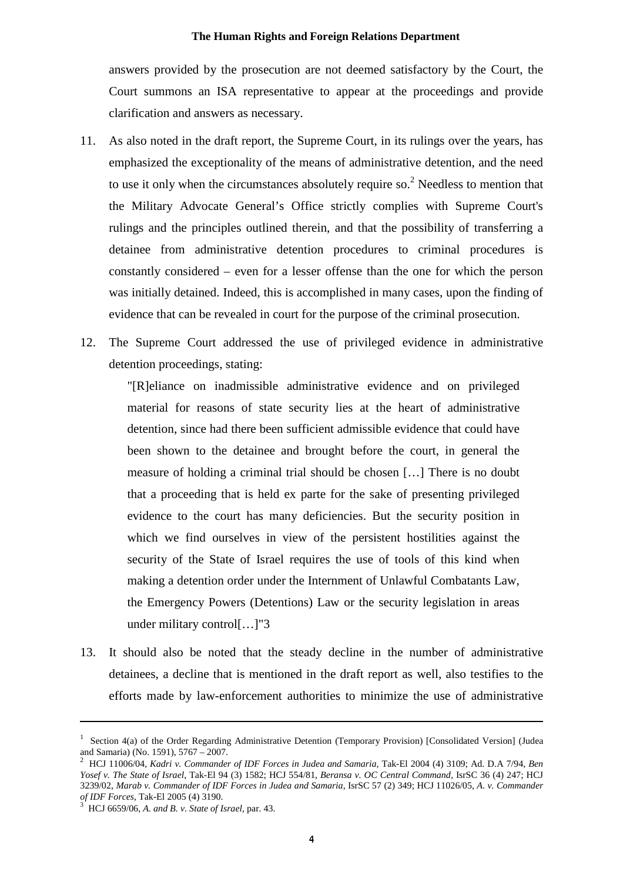answers provided by the prosecution are not deemed satisfactory by the Court, the Court summons an ISA representative to appear at the proceedings and provide clarification and answers as necessary.

11. As also noted in the draft report, the Supreme Court, in its rulings over the years, has emphasized the exceptionality of the means of administrative detention, and the need to use it only when the circumstances absolutely require so.[2] Needless to mention that the Military Advocate General's Office strictly complies with Supreme Court's rulings and the principles outlined therein, and that the possibility of transferring a detainee from administrative detention procedures to criminal procedures is constantly considered – even for a lesser offense than the one for which the person was initially detained. Indeed, this is accomplished in many cases, upon the finding of evidence that can be revealed in court for the purpose of the criminal prosecution.

12. The Supreme Court addressed the use of privileged evidence in administrative detention proceedings, stating:

    "[R]eliance on inadmissible administrative evidence and on privileged material for reasons of state security lies at the heart of administrative detention, since had there been sufficient admissible evidence that could have been shown to the detainee and brought before the court, in general the measure of holding a criminal trial should be chosen […] There is no doubt that a proceeding that is held ex parte for the sake of presenting privileged evidence to the court has many deficiencies. But the security position in which we find ourselves in view of the persistent hostilities against the security of the State of Israel requires the use of tools of this kind when making a detention order under the Internment of Unlawful Combatants Law, the Emergency Powers (Detentions) Law or the security legislation in areas under military control[…]"3

13. It should also be noted that the steady decline in the number of administrative detainees, a decline that is mentioned in the draft report as well, also testifies to the efforts made by law-enforcement authorities to minimize the use of administrative

---

[1] Section 4(a) of the Order Regarding Administrative Detention (Temporary Provision) [Consolidated Version] (Judea and Samaria) (No. 1591), 5767 – 2007.

[2] HCJ 11006/04, *Kadri v. Commander of IDF Forces in Judea and Samaria*, Tak-El 2004 (4) 3109; Ad. D.A 7/94, *Ben Yosef v. The State of Israel*, Tak-El 94 (3) 1582; HCJ 554/81, *Beransa v. OC Central Command*, IsrSC 36 (4) 247; HCJ 3239/02, *Marab v. Commander of IDF Forces in Judea and Samaria*, IsrSC 57 (2) 349; HCJ 11026/05, *A. v. Commander of IDF Forces*, Tak-El 2005 (4) 3190.

[3] HCJ 6659/06, *A. and B. v. State of Israel*, par. 43.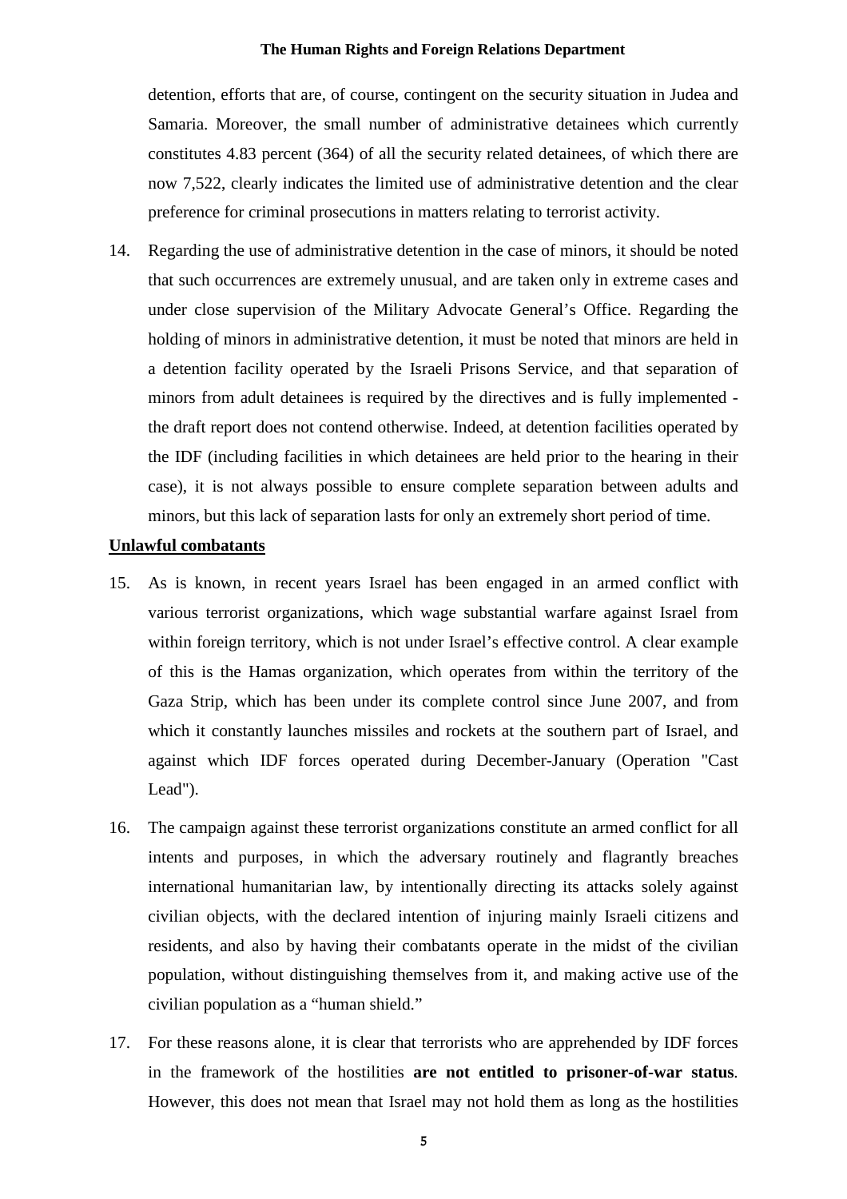detention, efforts that are, of course, contingent on the security situation in Judea and Samaria. Moreover, the small number of administrative detainees which currently constitutes 4.83 percent (364) of all the security related detainees, of which there are now 7,522, clearly indicates the limited use of administrative detention and the clear preference for criminal prosecutions in matters relating to terrorist activity.

14. Regarding the use of administrative detention in the case of minors, it should be noted that such occurrences are extremely unusual, and are taken only in extreme cases and under close supervision of the Military Advocate General's Office. Regarding the holding of minors in administrative detention, it must be noted that minors are held in a detention facility operated by the Israeli Prisons Service, and that separation of minors from adult detainees is required by the directives and is fully implemented - the draft report does not contend otherwise. Indeed, at detention facilities operated by the IDF (including facilities in which detainees are held prior to the hearing in their case), it is not always possible to ensure complete separation between adults and minors, but this lack of separation lasts for only an extremely short period of time.

**Unlawful combatants**

15. As is known, in recent years Israel has been engaged in an armed conflict with various terrorist organizations, which wage substantial warfare against Israel from within foreign territory, which is not under Israel's effective control. A clear example of this is the Hamas organization, which operates from within the territory of the Gaza Strip, which has been under its complete control since June 2007, and from which it constantly launches missiles and rockets at the southern part of Israel, and against which IDF forces operated during December-January (Operation "Cast Lead").

16. The campaign against these terrorist organizations constitute an armed conflict for all intents and purposes, in which the adversary routinely and flagrantly breaches international humanitarian law, by intentionally directing its attacks solely against civilian objects, with the declared intention of injuring mainly Israeli citizens and residents, and also by having their combatants operate in the midst of the civilian population, without distinguishing themselves from it, and making active use of the civilian population as a "human shield."

17. For these reasons alone, it is clear that terrorists who are apprehended by IDF forces in the framework of the hostilities **are not entitled to prisoner-of-war status**. However, this does not mean that Israel may not hold them as long as the hostilities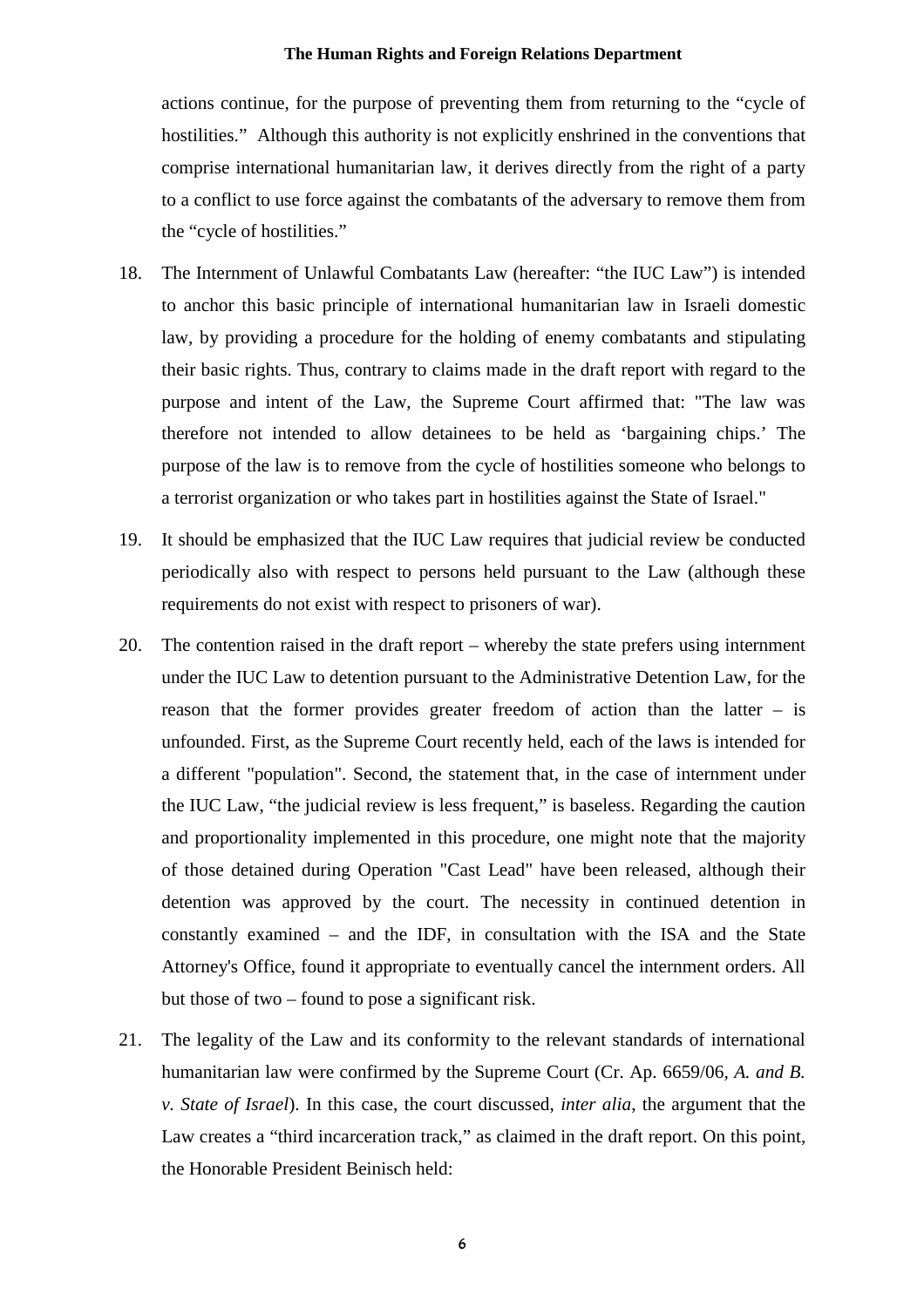actions continue, for the purpose of preventing them from returning to the "cycle of hostilities." Although this authority is not explicitly enshrined in the conventions that comprise international humanitarian law, it derives directly from the right of a party to a conflict to use force against the combatants of the adversary to remove them from the "cycle of hostilities."

18. The Internment of Unlawful Combatants Law (hereafter: "the IUC Law") is intended to anchor this basic principle of international humanitarian law in Israeli domestic law, by providing a procedure for the holding of enemy combatants and stipulating their basic rights. Thus, contrary to claims made in the draft report with regard to the purpose and intent of the Law, the Supreme Court affirmed that: "The law was therefore not intended to allow detainees to be held as 'bargaining chips.' The purpose of the law is to remove from the cycle of hostilities someone who belongs to a terrorist organization or who takes part in hostilities against the State of Israel."

19. It should be emphasized that the IUC Law requires that judicial review be conducted periodically also with respect to persons held pursuant to the Law (although these requirements do not exist with respect to prisoners of war).

20. The contention raised in the draft report – whereby the state prefers using internment under the IUC Law to detention pursuant to the Administrative Detention Law, for the reason that the former provides greater freedom of action than the latter – is unfounded. First, as the Supreme Court recently held, each of the laws is intended for a different "population". Second, the statement that, in the case of internment under the IUC Law, "the judicial review is less frequent," is baseless. Regarding the caution and proportionality implemented in this procedure, one might note that the majority of those detained during Operation "Cast Lead" have been released, although their detention was approved by the court. The necessity in continued detention in constantly examined – and the IDF, in consultation with the ISA and the State Attorney's Office, found it appropriate to eventually cancel the internment orders. All but those of two – found to pose a significant risk.

21. The legality of the Law and its conformity to the relevant standards of international humanitarian law were confirmed by the Supreme Court (Cr. Ap. 6659/06, *A. and B. v. State of Israel*). In this case, the court discussed, *inter alia*, the argument that the Law creates a "third incarceration track," as claimed in the draft report. On this point, the Honorable President Beinisch held: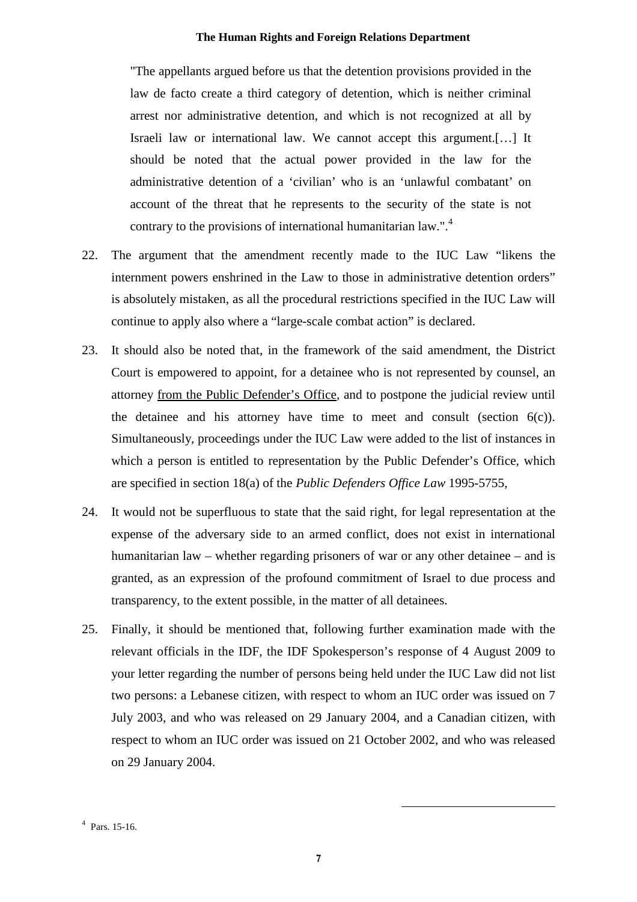> "The appellants argued before us that the detention provisions provided in the law de facto create a third category of detention, which is neither criminal arrest nor administrative detention, and which is not recognized at all by Israeli law or international law. We cannot accept this argument.[…] It should be noted that the actual power provided in the law for the administrative detention of a 'civilian' who is an 'unlawful combatant' on account of the threat that he represents to the security of the state is not contrary to the provisions of international humanitarian law.".[4]

22. The argument that the amendment recently made to the IUC Law "likens the internment powers enshrined in the Law to those in administrative detention orders" is absolutely mistaken, as all the procedural restrictions specified in the IUC Law will continue to apply also where a "large-scale combat action" is declared.

23. It should also be noted that, in the framework of the said amendment, the District Court is empowered to appoint, for a detainee who is not represented by counsel, an attorney <u>from the Public Defender's Office</u>, and to postpone the judicial review until the detainee and his attorney have time to meet and consult (section 6(c)). Simultaneously, proceedings under the IUC Law were added to the list of instances in which a person is entitled to representation by the Public Defender's Office, which are specified in section 18(a) of the *Public Defenders Office Law* 1995-5755,

24. It would not be superfluous to state that the said right, for legal representation at the expense of the adversary side to an armed conflict, does not exist in international humanitarian law – whether regarding prisoners of war or any other detainee – and is granted, as an expression of the profound commitment of Israel to due process and transparency, to the extent possible, in the matter of all detainees.

25. Finally, it should be mentioned that, following further examination made with the relevant officials in the IDF, the IDF Spokesperson's response of 4 August 2009 to your letter regarding the number of persons being held under the IUC Law did not list two persons: a Lebanese citizen, with respect to whom an IUC order was issued on 7 July 2003, and who was released on 29 January 2004, and a Canadian citizen, with respect to whom an IUC order was issued on 21 October 2002, and who was released on 29 January 2004.

---

[4] Pars. 15-16.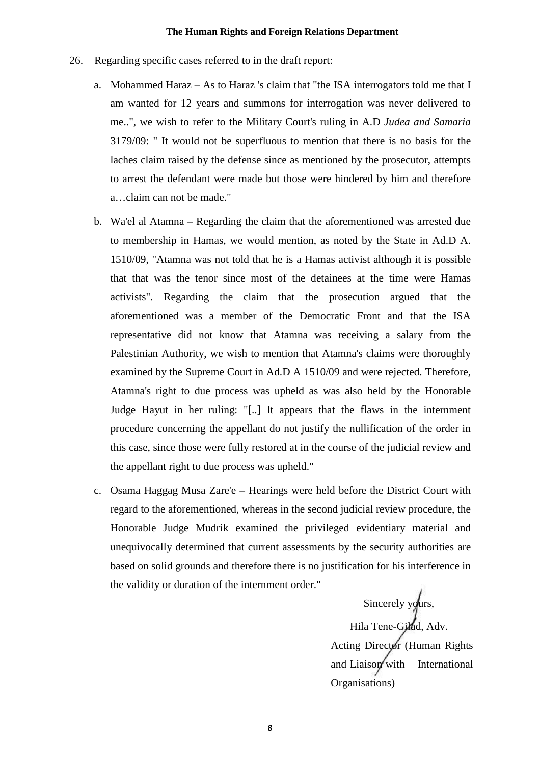26. Regarding specific cases referred to in the draft report:

    a. Mohammed Haraz – As to Haraz 's claim that "the ISA interrogators told me that I am wanted for 12 years and summons for interrogation was never delivered to me..", we wish to refer to the Military Court's ruling in A.D *Judea and Samaria* 3179/09: " It would not be superfluous to mention that there is no basis for the laches claim raised by the defense since as mentioned by the prosecutor, attempts to arrest the defendant were made but those were hindered by him and therefore a…claim can not be made."

    b. Wa'el al Atamna – Regarding the claim that the aforementioned was arrested due to membership in Hamas, we would mention, as noted by the State in Ad.D A. 1510/09, "Atamna was not told that he is a Hamas activist although it is possible that that was the tenor since most of the detainees at the time were Hamas activists". Regarding the claim that the prosecution argued that the aforementioned was a member of the Democratic Front and that the ISA representative did not know that Atamna was receiving a salary from the Palestinian Authority, we wish to mention that Atamna's claims were thoroughly examined by the Supreme Court in Ad.D A 1510/09 and were rejected. Therefore, Atamna's right to due process was upheld as was also held by the Honorable Judge Hayut in her ruling: "[..] It appears that the flaws in the internment procedure concerning the appellant do not justify the nullification of the order in this case, since those were fully restored at in the course of the judicial review and the appellant right to due process was upheld."

    c. Osama Haggag Musa Zare'e – Hearings were held before the District Court with regard to the aforementioned, whereas in the second judicial review procedure, the Honorable Judge Mudrik examined the privileged evidentiary material and unequivocally determined that current assessments by the security authorities are based on solid grounds and therefore there is no justification for his interference in the validity or duration of the internment order."

Sincerely yours,

Hila Tene-Gilad, Adv.

Acting Director (Human Rights and Liaison with International Organisations)